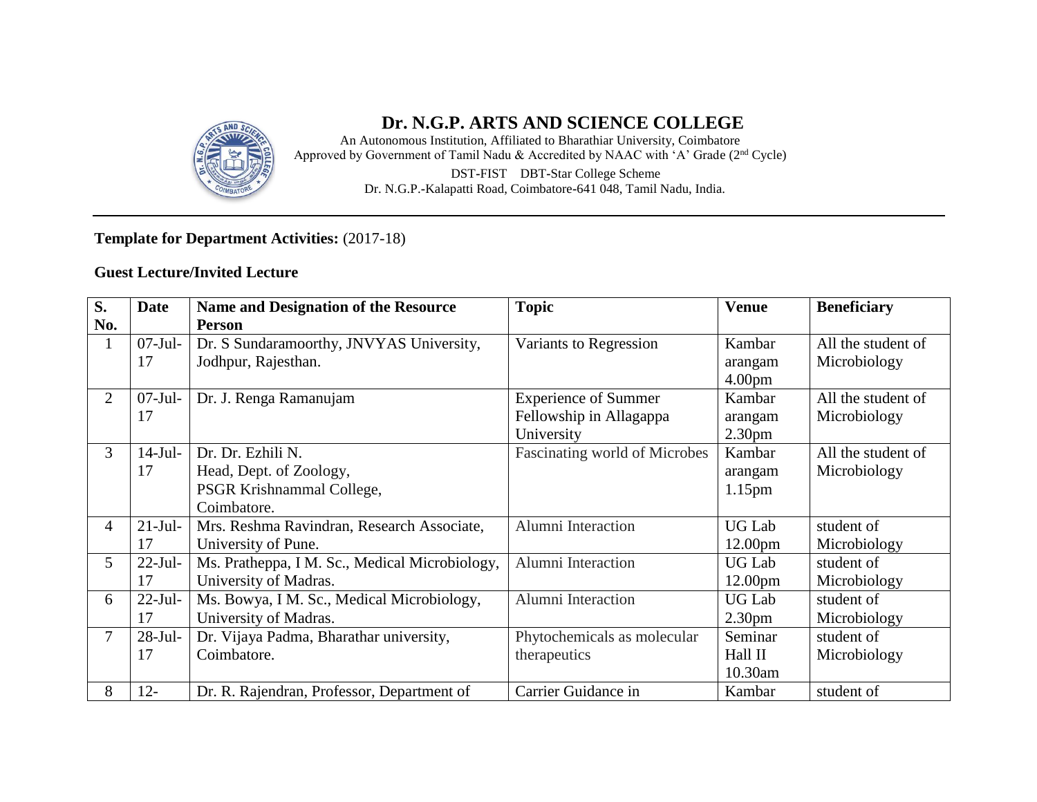# Dr. N.G.P. ARTS AND SCIENCE COLLEGE

An Autonomous Institution, Affiliated to Bharathiar University, Coimbatore
Approved by Government of Tamil Nadu & Accredited by NAAC with 'A' Grade (2nd Cycle)
DST-FIST DBT-Star College Scheme
Dr. N.G.P.-Kalapatti Road, Coimbatore-641 048, Tamil Nadu, India.

**Template for Department Activities:** (2017-18)

**Guest Lecture/Invited Lecture**

| S. No. | Date | Name and Designation of the Resource Person | Topic | Venue | Beneficiary |
|---|---|---|---|---|---|
| 1 | 07-Jul-17 | Dr. S Sundaramoorthy, JNVYAS University, Jodhpur, Rajesthan. | Variants to Regression | Kambar arangam 4.00pm | All the student of Microbiology |
| 2 | 07-Jul-17 | Dr. J. Renga Ramanujam | Experience of Summer Fellowship in Allagappa University | Kambar arangam 2.30pm | All the student of Microbiology |
| 3 | 14-Jul-17 | Dr. Dr. Ezhili N. Head, Dept. of Zoology, PSGR Krishnammal College, Coimbatore. | Fascinating world of Microbes | Kambar arangam 1.15pm | All the student of Microbiology |
| 4 | 21-Jul-17 | Mrs. Reshma Ravindran, Research Associate, University of Pune. | Alumni Interaction | UG Lab 12.00pm | student of Microbiology |
| 5 | 22-Jul-17 | Ms. Pratheppa, I M. Sc., Medical Microbiology, University of Madras. | Alumni Interaction | UG Lab 12.00pm | student of Microbiology |
| 6 | 22-Jul-17 | Ms. Bowya, I M. Sc., Medical Microbiology, University of Madras. | Alumni Interaction | UG Lab 2.30pm | student of Microbiology |
| 7 | 28-Jul-17 | Dr. Vijaya Padma, Bharathar university, Coimbatore. | Phytochemicals as molecular therapeutics | Seminar Hall II 10.30am | student of Microbiology |
| 8 | 12- | Dr. R. Rajendran, Professor, Department of | Carrier Guidance in | Kambar | student of |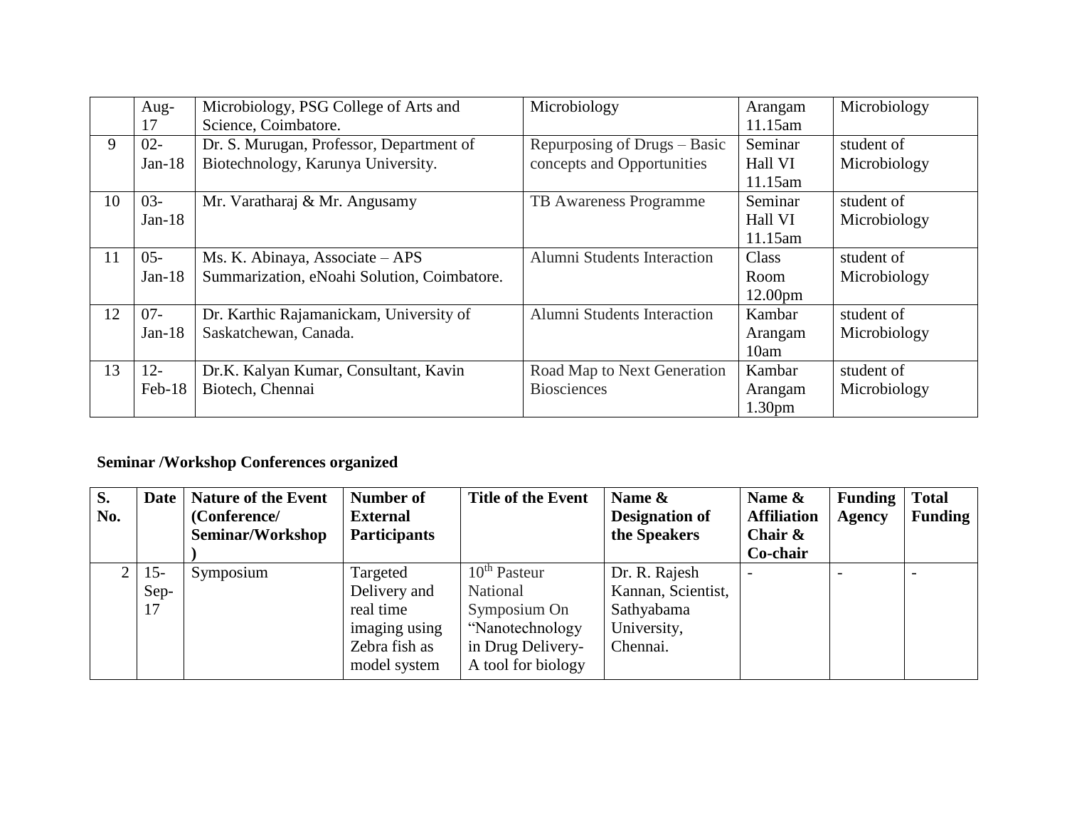|  | Aug-17 | Microbiology, PSG College of Arts and Science, Coimbatore. | Microbiology | Arangam 11.15am | Microbiology |
|---|---|---|---|---|---|
| 9 | 02-Jan-18 | Dr. S. Murugan, Professor, Department of Biotechnology, Karunya University. | Repurposing of Drugs – Basic concepts and Opportunities | Seminar Hall VI 11.15am | student of Microbiology |
| 10 | 03-Jan-18 | Mr. Varatharaj & Mr. Angusamy | TB Awareness Programme | Seminar Hall VI 11.15am | student of Microbiology |
| 11 | 05-Jan-18 | Ms. K. Abinaya, Associate – APS Summarization, eNoahi Solution, Coimbatore. | Alumni Students Interaction | Class Room 12.00pm | student of Microbiology |
| 12 | 07-Jan-18 | Dr. Karthic Rajamanickam, University of Saskatchewan, Canada. | Alumni Students Interaction | Kambar Arangam 10am | student of Microbiology |
| 13 | 12-Feb-18 | Dr.K. Kalyan Kumar, Consultant, Kavin Biotech, Chennai | Road Map to Next Generation Biosciences | Kambar Arangam 1.30pm | student of Microbiology |

**Seminar /Workshop Conferences organized**

| S. No. | Date | Nature of the Event (Conference/ Seminar/Workshop) | Number of External Participants | Title of the Event | Name & Designation of the Speakers | Name & Affiliation Chair & Co-chair | Funding Agency | Total Funding |
|---|---|---|---|---|---|---|---|---|
| 2 | 15-Sep-17 | Symposium | Targeted Delivery and real time imaging using Zebra fish as model system | 10th Pasteur National Symposium On "Nanotechnology in Drug Delivery- A tool for biology | Dr. R. Rajesh Kannan, Scientist, Sathyabama University, Chennai. | - | - | - |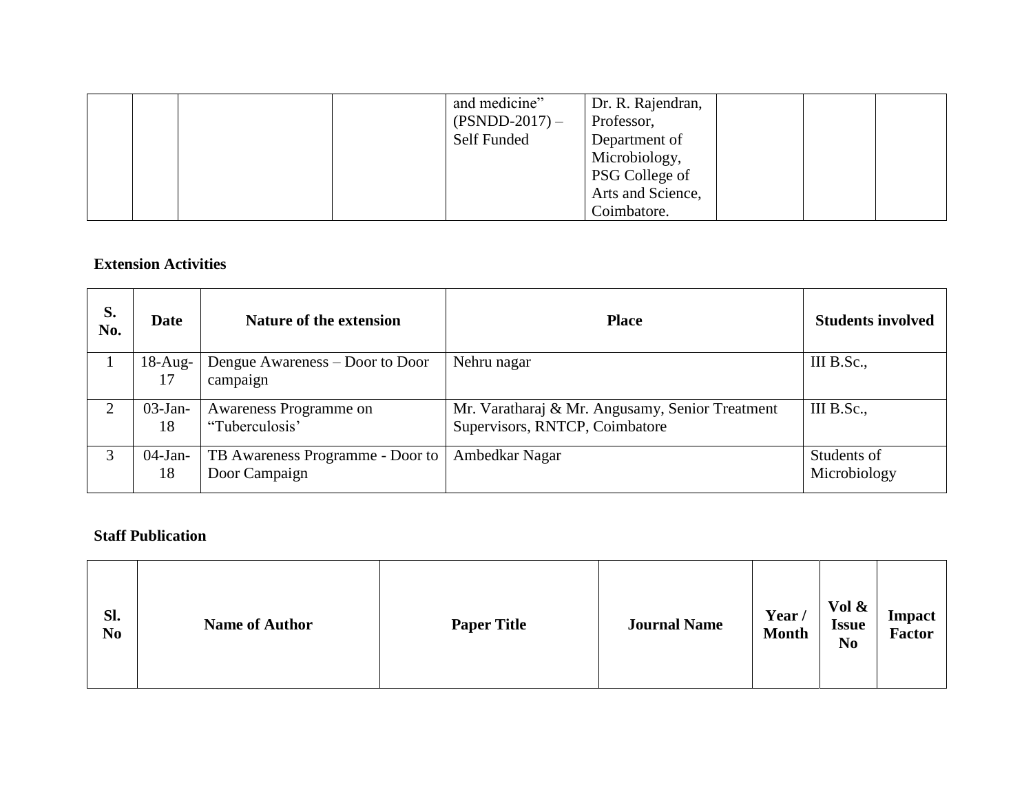|  |  |  |  | and medicine" (PSNDD-2017) – Self Funded | Dr. R. Rajendran, Professor, Department of Microbiology, PSG College of Arts and Science, Coimbatore. |  |  |  |
|---|---|---|---|---|---|---|---|---|

**Extension Activities**

| S. No. | Date | Nature of the extension | Place | Students involved |
|---|---|---|---|---|
| 1 | 18-Aug-17 | Dengue Awareness – Door to Door campaign | Nehru nagar | III B.Sc., |
| 2 | 03-Jan-18 | Awareness Programme on "Tuberculosis' | Mr. Varatharaj & Mr. Angusamy, Senior Treatment Supervisors, RNTCP, Coimbatore | III B.Sc., |
| 3 | 04-Jan-18 | TB Awareness Programme - Door to Door Campaign | Ambedkar Nagar | Students of Microbiology |

**Staff Publication**

| Sl. No | Name of Author | Paper Title | Journal Name | Year / Month | Vol & Issue No | Impact Factor |
|---|---|---|---|---|---|---|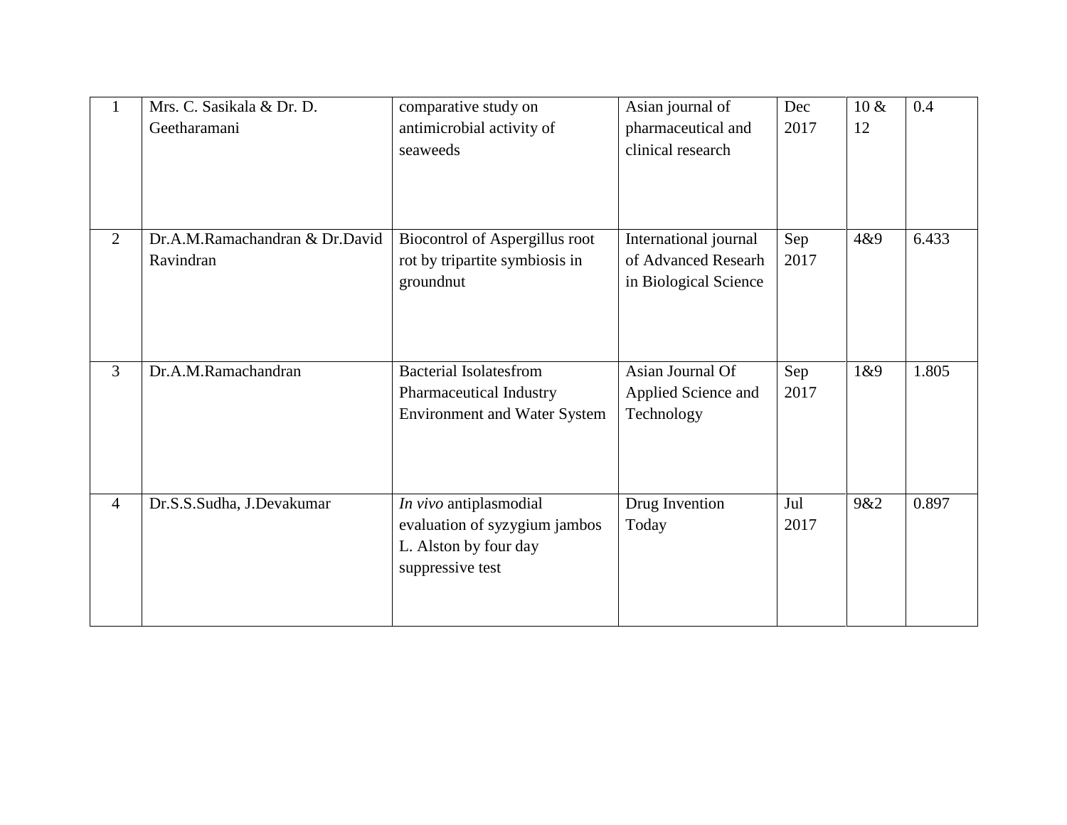| 1 | Mrs. C. Sasikala & Dr. D. Geetharamani | comparative study on antimicrobial activity of seaweeds | Asian journal of pharmaceutical and clinical research | Dec 2017 | 10 & 12 | 0.4 |
|---|---|---|---|---|---|---|
| 2 | Dr.A.M.Ramachandran & Dr.David Ravindran | Biocontrol of Aspergillus root rot by tripartite symbiosis in groundnut | International journal of Advanced Researh in Biological Science | Sep 2017 | 4&9 | 6.433 |
| 3 | Dr.A.M.Ramachandran | Bacterial Isolatesfrom Pharmaceutical Industry Environment and Water System | Asian Journal Of Applied Science and Technology | Sep 2017 | 1&9 | 1.805 |
| 4 | Dr.S.S.Sudha, J.Devakumar | *In vivo* antiplasmodial evaluation of syzygium jambos L. Alston by four day suppressive test | Drug Invention Today | Jul 2017 | 9&2 | 0.897 |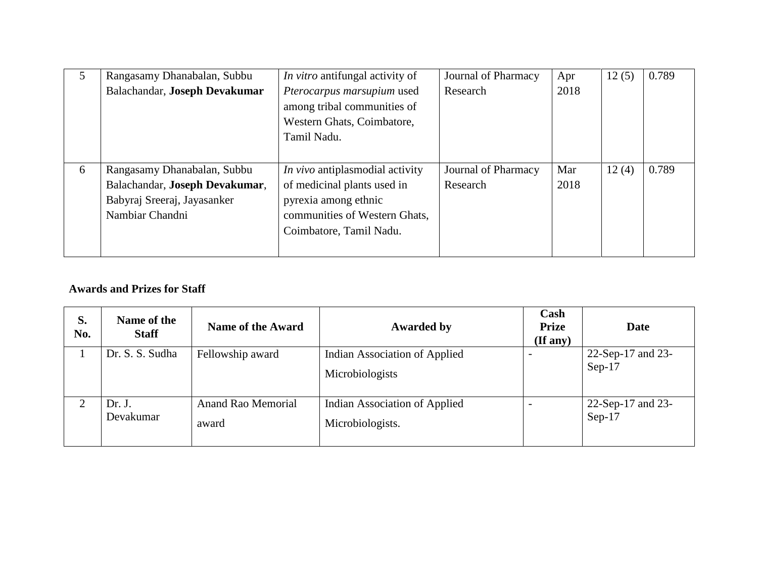| 5 | Rangasamy Dhanabalan, Subbu Balachandar, **Joseph Devakumar** | *In vitro* antifungal activity of *Pterocarpus marsupium* used among tribal communities of Western Ghats, Coimbatore, Tamil Nadu. | Journal of Pharmacy Research | Apr 2018 | 12 (5) | 0.789 |
|---|---|---|---|---|---|---|
| 6 | Rangasamy Dhanabalan, Subbu Balachandar, **Joseph Devakumar**, Babyraj Sreeraj, Jayasanker Nambiar Chandni | *In vivo* antiplasmodial activity of medicinal plants used in pyrexia among ethnic communities of Western Ghats, Coimbatore, Tamil Nadu. | Journal of Pharmacy Research | Mar 2018 | 12 (4) | 0.789 |

**Awards and Prizes for Staff**

| S. No. | Name of the Staff | Name of the Award | Awarded by | Cash Prize (If any) | Date |
|---|---|---|---|---|---|
| 1 | Dr. S. S. Sudha | Fellowship award | Indian Association of Applied Microbiologists | - | 22-Sep-17 and 23-Sep-17 |
| 2 | Dr. J. Devakumar | Anand Rao Memorial award | Indian Association of Applied Microbiologists. | - | 22-Sep-17 and 23-Sep-17 |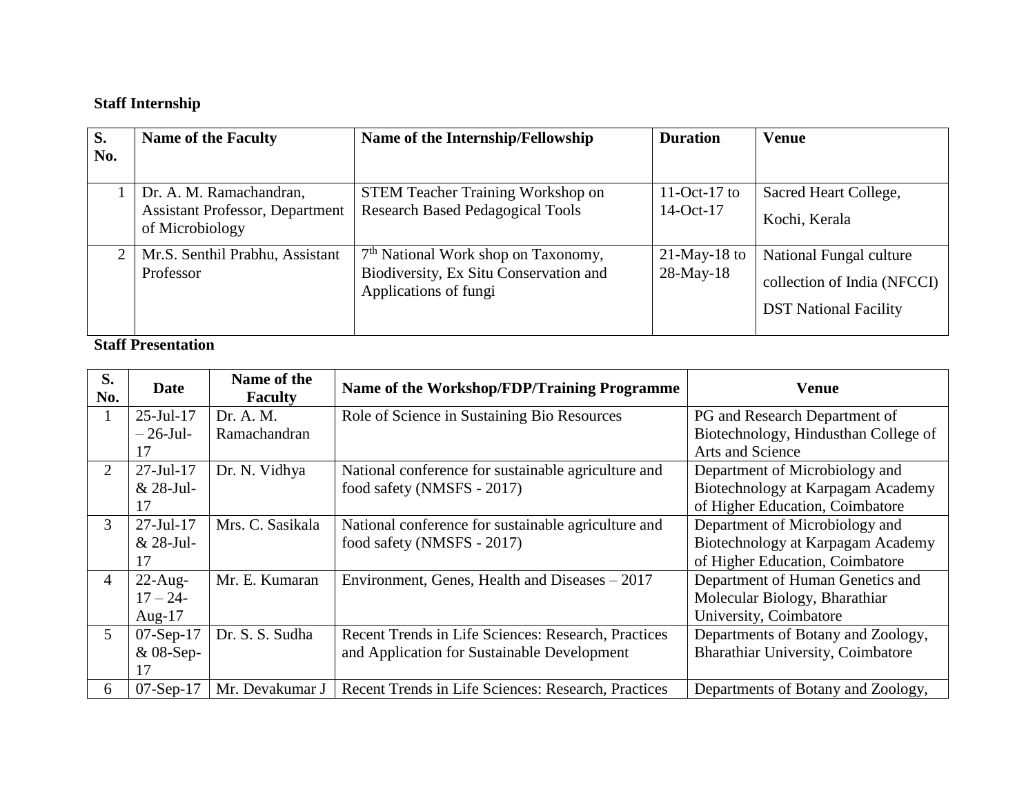**Staff Internship**

| S. No. | Name of the Faculty | Name of the Internship/Fellowship | Duration | Venue |
|---|---|---|---|---|
| 1 | Dr. A. M. Ramachandran, Assistant Professor, Department of Microbiology | STEM Teacher Training Workshop on Research Based Pedagogical Tools | 11-Oct-17 to 14-Oct-17 | Sacred Heart College, Kochi, Kerala |
| 2 | Mr.S. Senthil Prabhu, Assistant Professor | 7th National Work shop on Taxonomy, Biodiversity, Ex Situ Conservation and Applications of fungi | 21-May-18 to 28-May-18 | National Fungal culture collection of India (NFCCI) DST National Facility |

**Staff Presentation**

| S. No. | Date | Name of the Faculty | Name of the Workshop/FDP/Training Programme | Venue |
|---|---|---|---|---|
| 1 | 25-Jul-17 – 26-Jul-17 | Dr. A. M. Ramachandran | Role of Science in Sustaining Bio Resources | PG and Research Department of Biotechnology, Hindusthan College of Arts and Science |
| 2 | 27-Jul-17 & 28-Jul-17 | Dr. N. Vidhya | National conference for sustainable agriculture and food safety (NMSFS - 2017) | Department of Microbiology and Biotechnology at Karpagam Academy of Higher Education, Coimbatore |
| 3 | 27-Jul-17 & 28-Jul-17 | Mrs. C. Sasikala | National conference for sustainable agriculture and food safety (NMSFS - 2017) | Department of Microbiology and Biotechnology at Karpagam Academy of Higher Education, Coimbatore |
| 4 | 22-Aug-17 – 24-Aug-17 | Mr. E. Kumaran | Environment, Genes, Health and Diseases – 2017 | Department of Human Genetics and Molecular Biology, Bharathiar University, Coimbatore |
| 5 | 07-Sep-17 & 08-Sep-17 | Dr. S. S. Sudha | Recent Trends in Life Sciences: Research, Practices and Application for Sustainable Development | Departments of Botany and Zoology, Bharathiar University, Coimbatore |
| 6 | 07-Sep-17 | Mr. Devakumar J | Recent Trends in Life Sciences: Research, Practices | Departments of Botany and Zoology, |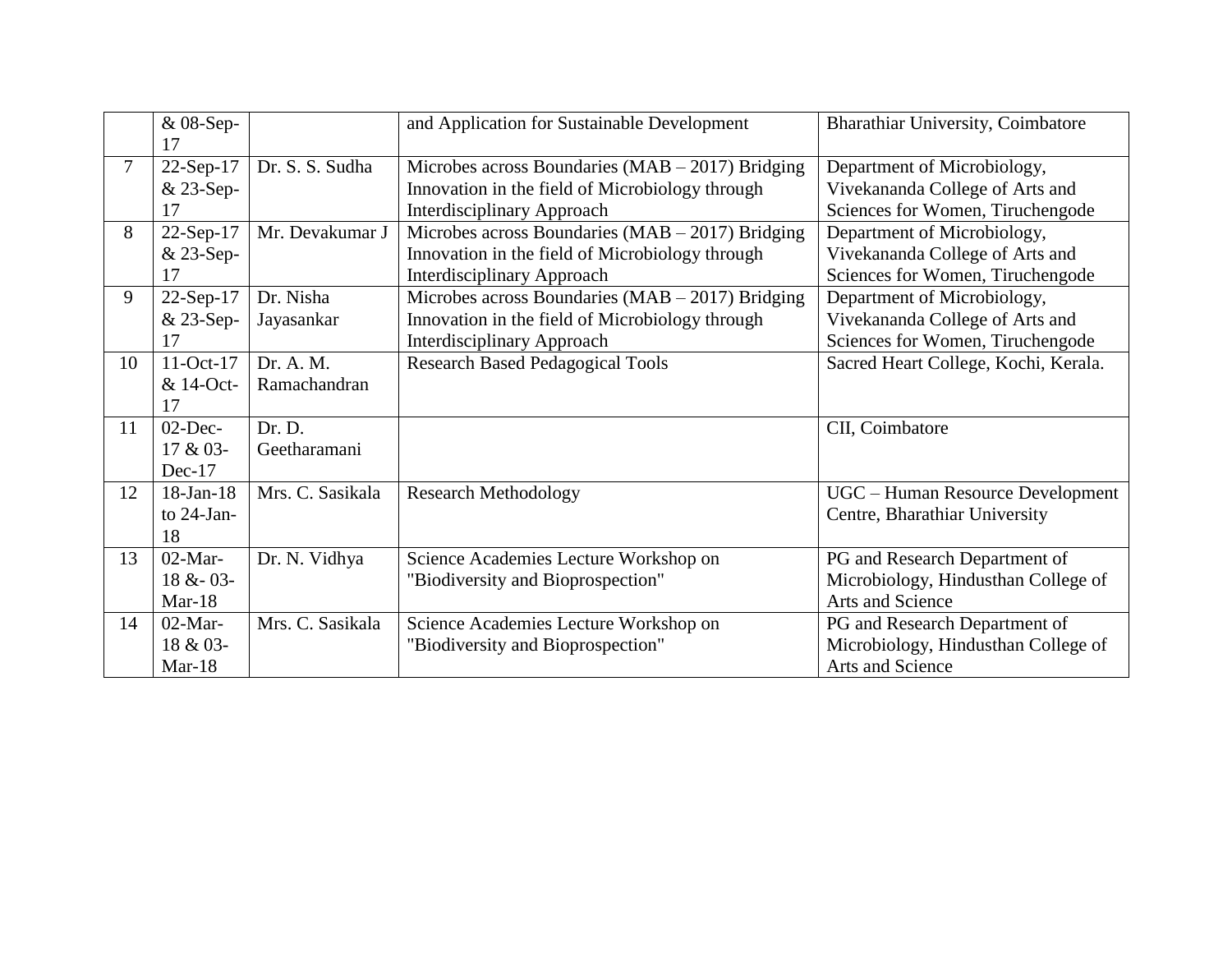|  | & 08-Sep-17 |  | and Application for Sustainable Development | Bharathiar University, Coimbatore |
|---|---|---|---|---|
| 7 | 22-Sep-17 & 23-Sep-17 | Dr. S. S. Sudha | Microbes across Boundaries (MAB – 2017) Bridging Innovation in the field of Microbiology through Interdisciplinary Approach | Department of Microbiology, Vivekananda College of Arts and Sciences for Women, Tiruchengode |
| 8 | 22-Sep-17 & 23-Sep-17 | Mr. Devakumar J | Microbes across Boundaries (MAB – 2017) Bridging Innovation in the field of Microbiology through Interdisciplinary Approach | Department of Microbiology, Vivekananda College of Arts and Sciences for Women, Tiruchengode |
| 9 | 22-Sep-17 & 23-Sep-17 | Dr. Nisha Jayasankar | Microbes across Boundaries (MAB – 2017) Bridging Innovation in the field of Microbiology through Interdisciplinary Approach | Department of Microbiology, Vivekananda College of Arts and Sciences for Women, Tiruchengode |
| 10 | 11-Oct-17 & 14-Oct-17 | Dr. A. M. Ramachandran | Research Based Pedagogical Tools | Sacred Heart College, Kochi, Kerala. |
| 11 | 02-Dec-17 & 03-Dec-17 | Dr. D. Geetharamani |  | CII, Coimbatore |
| 12 | 18-Jan-18 to 24-Jan-18 | Mrs. C. Sasikala | Research Methodology | UGC – Human Resource Development Centre, Bharathiar University |
| 13 | 02-Mar-18 &- 03-Mar-18 | Dr. N. Vidhya | Science Academies Lecture Workshop on "Biodiversity and Bioprospection" | PG and Research Department of Microbiology, Hindusthan College of Arts and Science |
| 14 | 02-Mar-18 & 03-Mar-18 | Mrs. C. Sasikala | Science Academies Lecture Workshop on "Biodiversity and Bioprospection" | PG and Research Department of Microbiology, Hindusthan College of Arts and Science |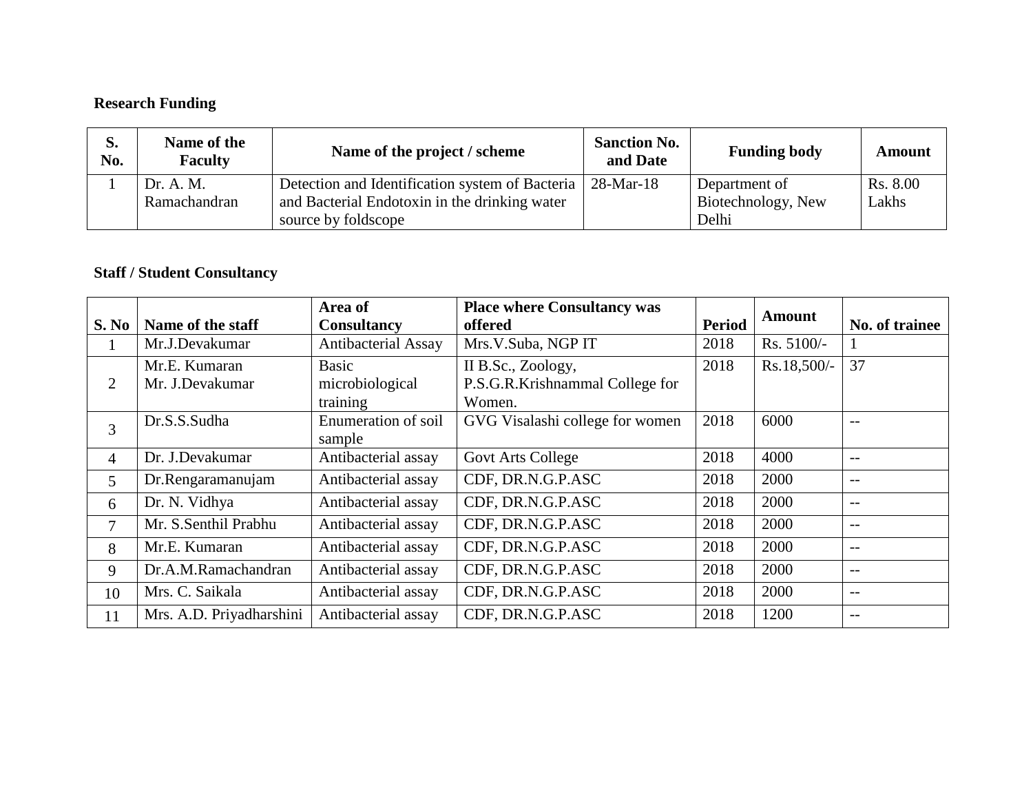**Research Funding**

| S. No. | Name of the Faculty | Name of the project / scheme | Sanction No. and Date | Funding body | Amount |
|---|---|---|---|---|---|
| 1 | Dr. A. M. Ramachandran | Detection and Identification system of Bacteria and Bacterial Endotoxin in the drinking water source by foldscope | 28-Mar-18 | Department of Biotechnology, New Delhi | Rs. 8.00 Lakhs |

**Staff / Student Consultancy**

| S. No | Name of the staff | Area of Consultancy | Place where Consultancy was offered | Period | Amount | No. of trainee |
|---|---|---|---|---|---|---|
| 1 | Mr.J.Devakumar | Antibacterial Assay | Mrs.V.Suba, NGP IT | 2018 | Rs. 5100/- | 1 |
| 2 | Mr.E. Kumaran<br>Mr. J.Devakumar | Basic microbiological training | II B.Sc., Zoology, P.S.G.R.Krishnammal College for Women. | 2018 | Rs.18,500/- | 37 |
| 3 | Dr.S.S.Sudha | Enumeration of soil sample | GVG Visalashi college for women | 2018 | 6000 | -- |
| 4 | Dr. J.Devakumar | Antibacterial assay | Govt Arts College | 2018 | 4000 | -- |
| 5 | Dr.Rengaramanujam | Antibacterial assay | CDF, DR.N.G.P.ASC | 2018 | 2000 | -- |
| 6 | Dr. N. Vidhya | Antibacterial assay | CDF, DR.N.G.P.ASC | 2018 | 2000 | -- |
| 7 | Mr. S.Senthil Prabhu | Antibacterial assay | CDF, DR.N.G.P.ASC | 2018 | 2000 | -- |
| 8 | Mr.E. Kumaran | Antibacterial assay | CDF, DR.N.G.P.ASC | 2018 | 2000 | -- |
| 9 | Dr.A.M.Ramachandran | Antibacterial assay | CDF, DR.N.G.P.ASC | 2018 | 2000 | -- |
| 10 | Mrs. C. Saikala | Antibacterial assay | CDF, DR.N.G.P.ASC | 2018 | 2000 | -- |
| 11 | Mrs. A.D. Priyadharshini | Antibacterial assay | CDF, DR.N.G.P.ASC | 2018 | 1200 | -- |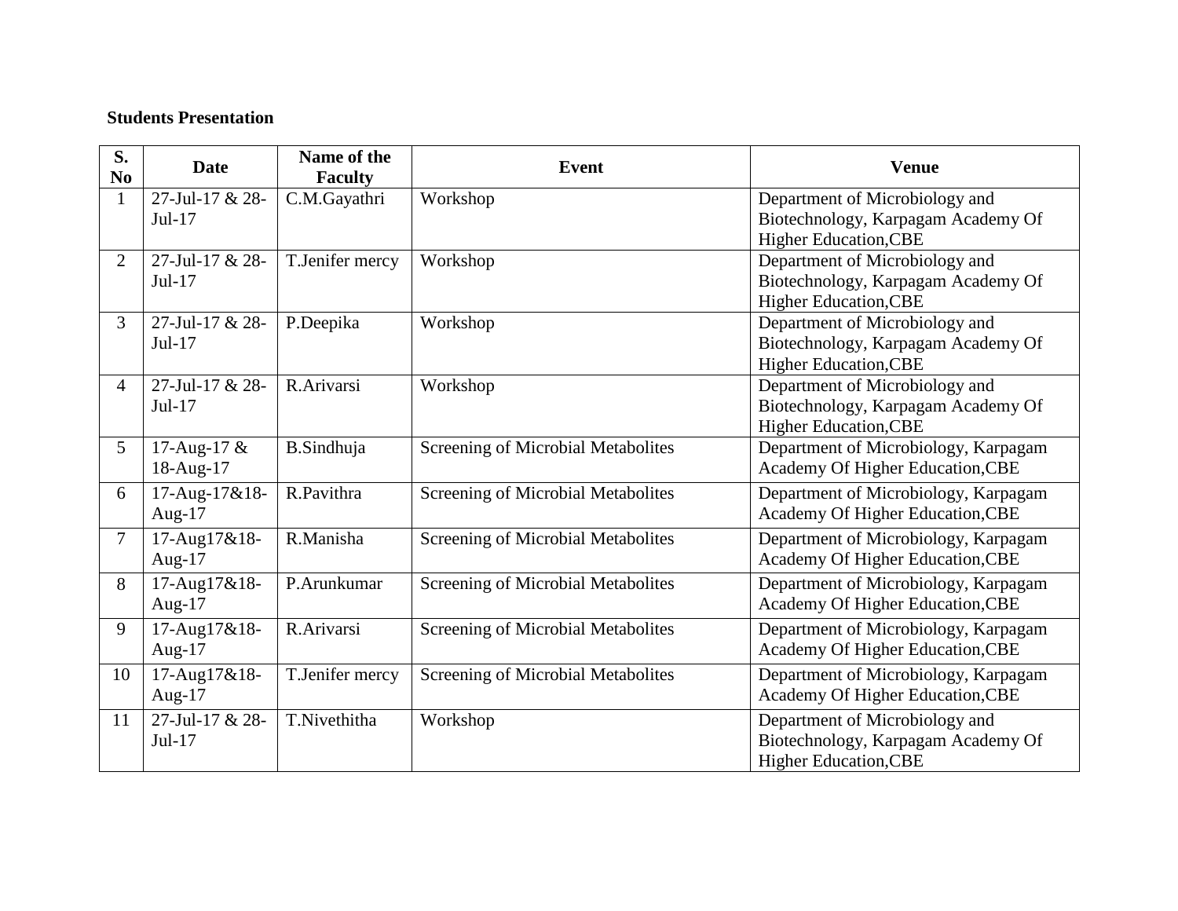**Students Presentation**

| S. No | Date | Name of the Faculty | Event | Venue |
|---|---|---|---|---|
| 1 | 27-Jul-17 & 28-Jul-17 | C.M.Gayathri | Workshop | Department of Microbiology and Biotechnology, Karpagam Academy Of Higher Education,CBE |
| 2 | 27-Jul-17 & 28-Jul-17 | T.Jenifer mercy | Workshop | Department of Microbiology and Biotechnology, Karpagam Academy Of Higher Education,CBE |
| 3 | 27-Jul-17 & 28-Jul-17 | P.Deepika | Workshop | Department of Microbiology and Biotechnology, Karpagam Academy Of Higher Education,CBE |
| 4 | 27-Jul-17 & 28-Jul-17 | R.Arivarsi | Workshop | Department of Microbiology and Biotechnology, Karpagam Academy Of Higher Education,CBE |
| 5 | 17-Aug-17 & 18-Aug-17 | B.Sindhuja | Screening of Microbial Metabolites | Department of Microbiology, Karpagam Academy Of Higher Education,CBE |
| 6 | 17-Aug-17&18-Aug-17 | R.Pavithra | Screening of Microbial Metabolites | Department of Microbiology, Karpagam Academy Of Higher Education,CBE |
| 7 | 17-Aug17&18-Aug-17 | R.Manisha | Screening of Microbial Metabolites | Department of Microbiology, Karpagam Academy Of Higher Education,CBE |
| 8 | 17-Aug17&18-Aug-17 | P.Arunkumar | Screening of Microbial Metabolites | Department of Microbiology, Karpagam Academy Of Higher Education,CBE |
| 9 | 17-Aug17&18-Aug-17 | R.Arivarsi | Screening of Microbial Metabolites | Department of Microbiology, Karpagam Academy Of Higher Education,CBE |
| 10 | 17-Aug17&18-Aug-17 | T.Jenifer mercy | Screening of Microbial Metabolites | Department of Microbiology, Karpagam Academy Of Higher Education,CBE |
| 11 | 27-Jul-17 & 28-Jul-17 | T.Nivethitha | Workshop | Department of Microbiology and Biotechnology, Karpagam Academy Of Higher Education,CBE |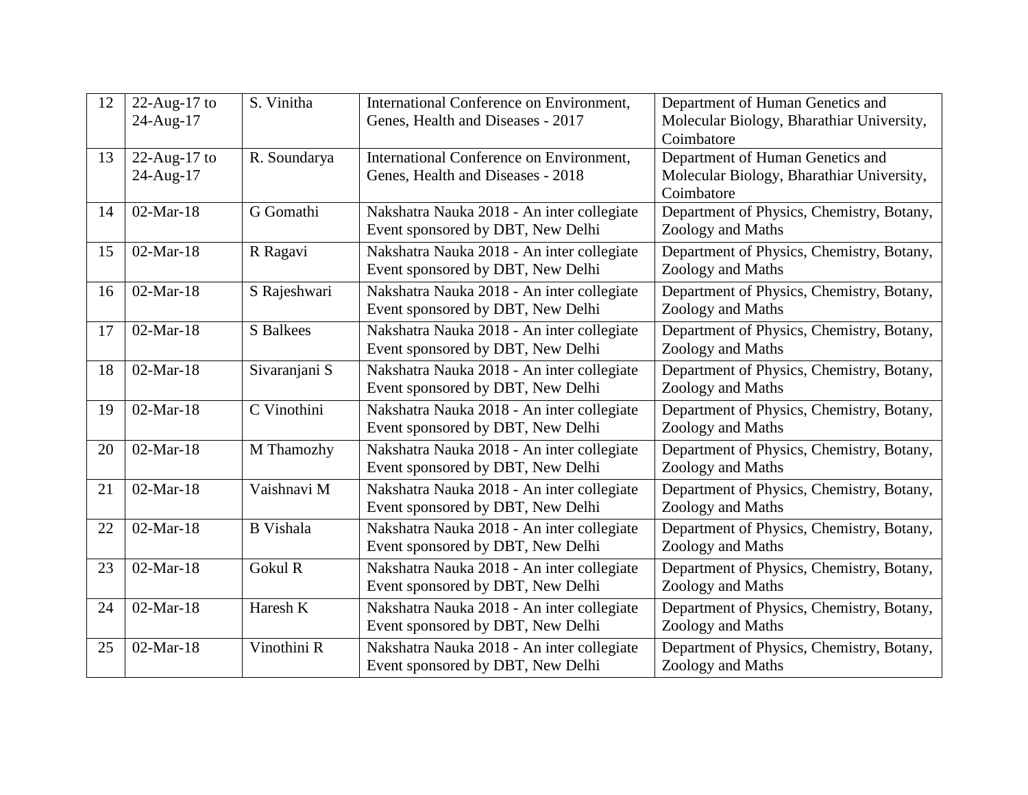| 12 | 22-Aug-17 to 24-Aug-17 | S. Vinitha | International Conference on Environment, Genes, Health and Diseases - 2017 | Department of Human Genetics and Molecular Biology, Bharathiar University, Coimbatore |
|---|---|---|---|---|
| 13 | 22-Aug-17 to 24-Aug-17 | R. Soundarya | International Conference on Environment, Genes, Health and Diseases - 2018 | Department of Human Genetics and Molecular Biology, Bharathiar University, Coimbatore |
| 14 | 02-Mar-18 | G Gomathi | Nakshatra Nauka 2018 - An inter collegiate Event sponsored by DBT, New Delhi | Department of Physics, Chemistry, Botany, Zoology and Maths |
| 15 | 02-Mar-18 | R Ragavi | Nakshatra Nauka 2018 - An inter collegiate Event sponsored by DBT, New Delhi | Department of Physics, Chemistry, Botany, Zoology and Maths |
| 16 | 02-Mar-18 | S Rajeshwari | Nakshatra Nauka 2018 - An inter collegiate Event sponsored by DBT, New Delhi | Department of Physics, Chemistry, Botany, Zoology and Maths |
| 17 | 02-Mar-18 | S Balkees | Nakshatra Nauka 2018 - An inter collegiate Event sponsored by DBT, New Delhi | Department of Physics, Chemistry, Botany, Zoology and Maths |
| 18 | 02-Mar-18 | Sivaranjani S | Nakshatra Nauka 2018 - An inter collegiate Event sponsored by DBT, New Delhi | Department of Physics, Chemistry, Botany, Zoology and Maths |
| 19 | 02-Mar-18 | C Vinothini | Nakshatra Nauka 2018 - An inter collegiate Event sponsored by DBT, New Delhi | Department of Physics, Chemistry, Botany, Zoology and Maths |
| 20 | 02-Mar-18 | M Thamozhy | Nakshatra Nauka 2018 - An inter collegiate Event sponsored by DBT, New Delhi | Department of Physics, Chemistry, Botany, Zoology and Maths |
| 21 | 02-Mar-18 | Vaishnavi M | Nakshatra Nauka 2018 - An inter collegiate Event sponsored by DBT, New Delhi | Department of Physics, Chemistry, Botany, Zoology and Maths |
| 22 | 02-Mar-18 | B Vishala | Nakshatra Nauka 2018 - An inter collegiate Event sponsored by DBT, New Delhi | Department of Physics, Chemistry, Botany, Zoology and Maths |
| 23 | 02-Mar-18 | Gokul R | Nakshatra Nauka 2018 - An inter collegiate Event sponsored by DBT, New Delhi | Department of Physics, Chemistry, Botany, Zoology and Maths |
| 24 | 02-Mar-18 | Haresh K | Nakshatra Nauka 2018 - An inter collegiate Event sponsored by DBT, New Delhi | Department of Physics, Chemistry, Botany, Zoology and Maths |
| 25 | 02-Mar-18 | Vinothini R | Nakshatra Nauka 2018 - An inter collegiate Event sponsored by DBT, New Delhi | Department of Physics, Chemistry, Botany, Zoology and Maths |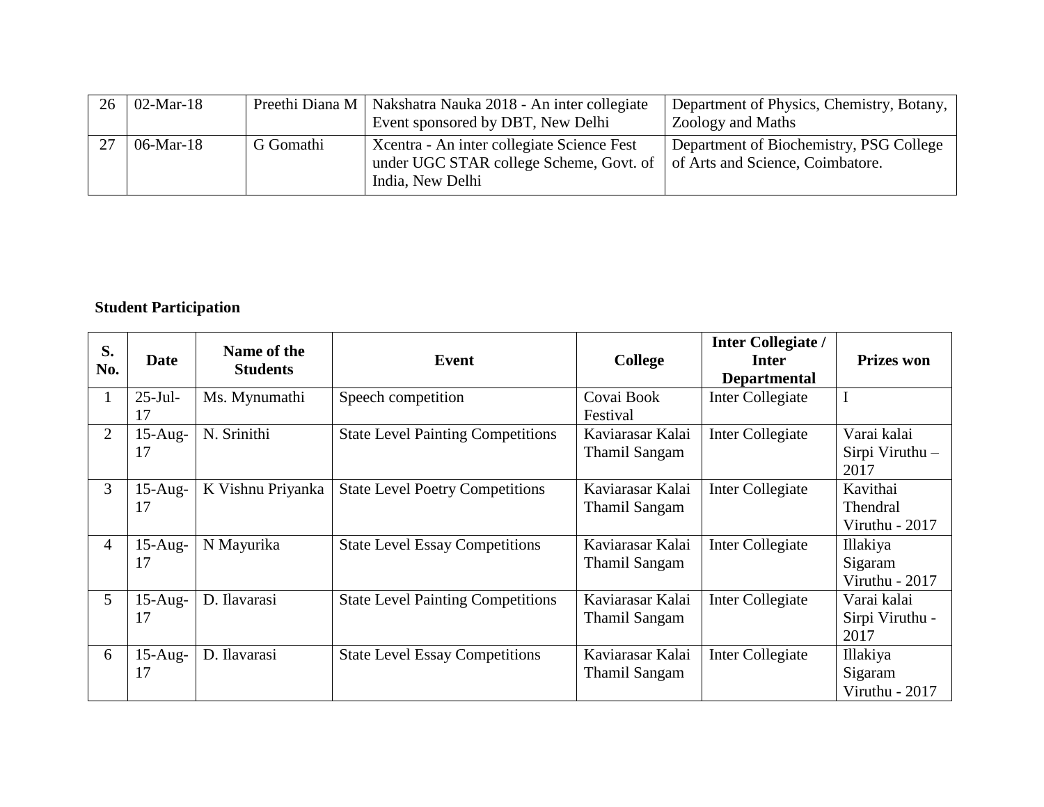| 26 | 02-Mar-18 | Preethi Diana M | Nakshatra Nauka 2018 - An inter collegiate Event sponsored by DBT, New Delhi | Department of Physics, Chemistry, Botany, Zoology and Maths |
|---|---|---|---|---|
| 27 | 06-Mar-18 | G Gomathi | Xcentra - An inter collegiate Science Fest under UGC STAR college Scheme, Govt. of India, New Delhi | Department of Biochemistry, PSG College of Arts and Science, Coimbatore. |

**Student Participation**

| S. No. | Date | Name of the Students | Event | College | Inter Collegiate / Inter Departmental | Prizes won |
|---|---|---|---|---|---|---|
| 1 | 25-Jul-17 | Ms. Mynumathi | Speech competition | Covai Book Festival | Inter Collegiate | I |
| 2 | 15-Aug-17 | N. Srinithi | State Level Painting Competitions | Kaviarasar Kalai Thamil Sangam | Inter Collegiate | Varai kalai Sirpi Viruthu – 2017 |
| 3 | 15-Aug-17 | K Vishnu Priyanka | State Level Poetry Competitions | Kaviarasar Kalai Thamil Sangam | Inter Collegiate | Kavithai Thendral Viruthu - 2017 |
| 4 | 15-Aug-17 | N Mayurika | State Level Essay Competitions | Kaviarasar Kalai Thamil Sangam | Inter Collegiate | Illakiya Sigaram Viruthu - 2017 |
| 5 | 15-Aug-17 | D. Ilavarasi | State Level Painting Competitions | Kaviarasar Kalai Thamil Sangam | Inter Collegiate | Varai kalai Sirpi Viruthu - 2017 |
| 6 | 15-Aug-17 | D. Ilavarasi | State Level Essay Competitions | Kaviarasar Kalai Thamil Sangam | Inter Collegiate | Illakiya Sigaram Viruthu - 2017 |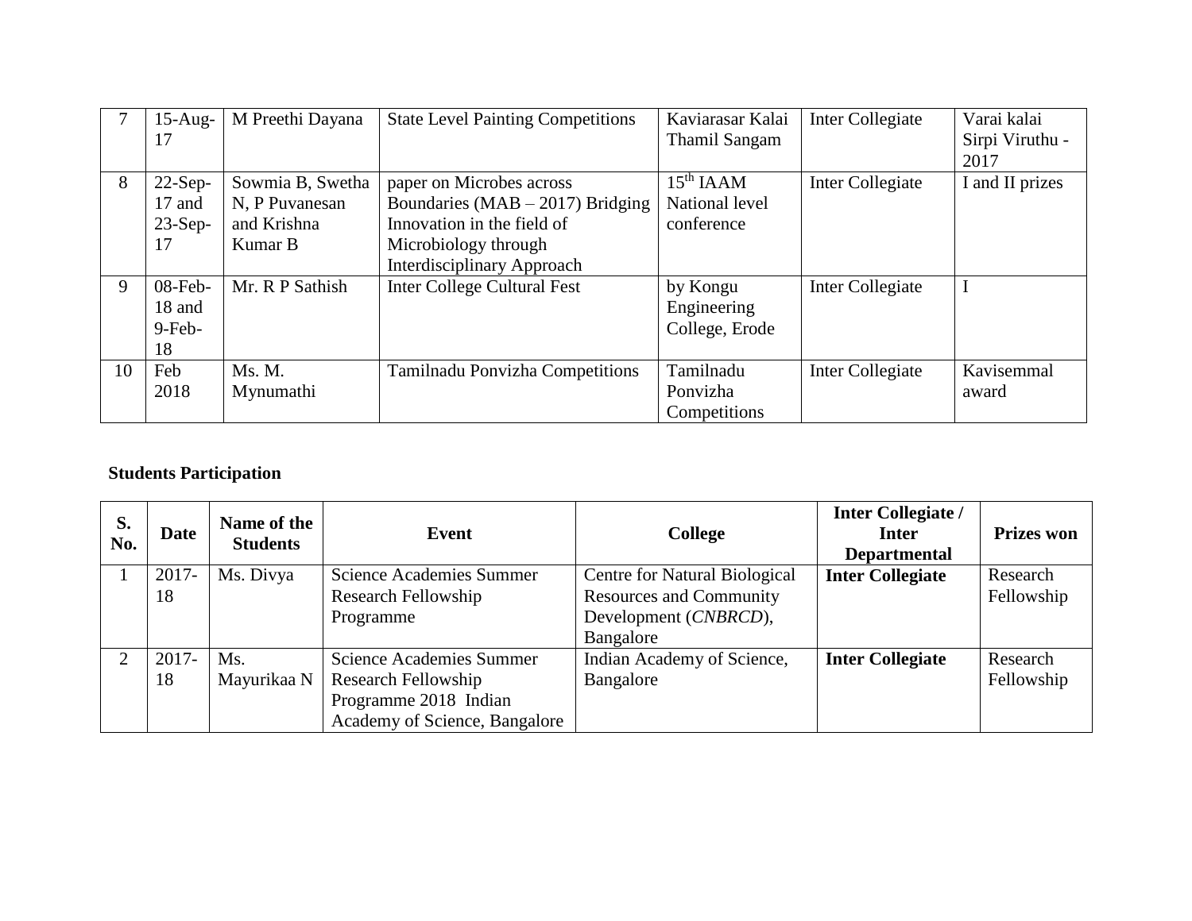| | | | | | | |
|---|---|---|---|---|---|---|
| 7 | 15-Aug-17 | M Preethi Dayana | State Level Painting Competitions | Kaviarasar Kalai Thamil Sangam | Inter Collegiate | Varai kalai Sirpi Viruthu - 2017 |
| 8 | 22-Sep-17 and 23-Sep-17 | Sowmia B, Swetha N, P Puvanesan and Krishna Kumar B | paper on Microbes across Boundaries (MAB – 2017) Bridging Innovation in the field of Microbiology through Interdisciplinary Approach | 15th IAAM National level conference | Inter Collegiate | I and II prizes |
| 9 | 08-Feb-18 and 9-Feb-18 | Mr. R P Sathish | Inter College Cultural Fest | by Kongu Engineering College, Erode | Inter Collegiate | I |
| 10 | Feb 2018 | Ms. M. Mynumathi | Tamilnadu Ponvizha Competitions | Tamilnadu Ponvizha Competitions | Inter Collegiate | Kavisemmal award |

**Students Participation**

| S. No. | Date | Name of the Students | Event | College | Inter Collegiate / Inter Departmental | Prizes won |
|---|---|---|---|---|---|---|
| 1 | 2017-18 | Ms. Divya | Science Academies Summer Research Fellowship Programme | Centre for Natural Biological Resources and Community Development (*CNBRCD*), Bangalore | **Inter Collegiate** | Research Fellowship |
| 2 | 2017-18 | Ms. Mayurikaa N | Science Academies Summer Research Fellowship Programme 2018 Indian Academy of Science, Bangalore | Indian Academy of Science, Bangalore | **Inter Collegiate** | Research Fellowship |